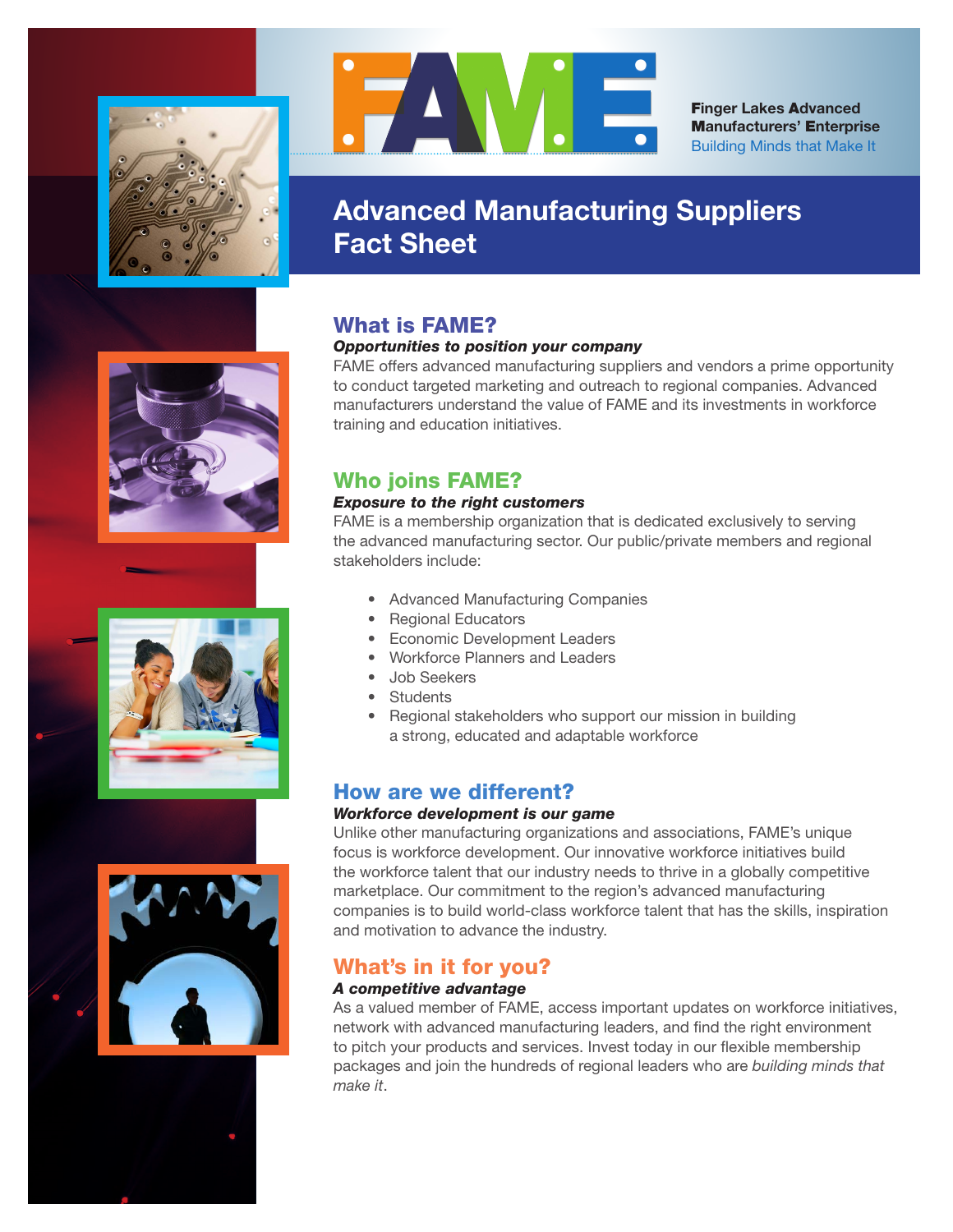# FAME

**F**inger Lakes **A**dvanced **M**anufacturers' **E**nterprise
Building Minds that Make It

# Advanced Manufacturing Suppliers Fact Sheet

## What is FAME?

***Opportunities to position your company***

FAME offers advanced manufacturing suppliers and vendors a prime opportunity to conduct targeted marketing and outreach to regional companies. Advanced manufacturers understand the value of FAME and its investments in workforce training and education initiatives.

## Who joins FAME?

***Exposure to the right customers***

FAME is a membership organization that is dedicated exclusively to serving the advanced manufacturing sector. Our public/private members and regional stakeholders include:

- Advanced Manufacturing Companies
- Regional Educators
- Economic Development Leaders
- Workforce Planners and Leaders
- Job Seekers
- Students
- Regional stakeholders who support our mission in building a strong, educated and adaptable workforce

## How are we different?

***Workforce development is our game***

Unlike other manufacturing organizations and associations, FAME's unique focus is workforce development. Our innovative workforce initiatives build the workforce talent that our industry needs to thrive in a globally competitive marketplace. Our commitment to the region's advanced manufacturing companies is to build world-class workforce talent that has the skills, inspiration and motivation to advance the industry.

## What's in it for you?

***A competitive advantage***

As a valued member of FAME, access important updates on workforce initiatives, network with advanced manufacturing leaders, and find the right environment to pitch your products and services. Invest today in our flexible membership packages and join the hundreds of regional leaders who are *building minds that make it*.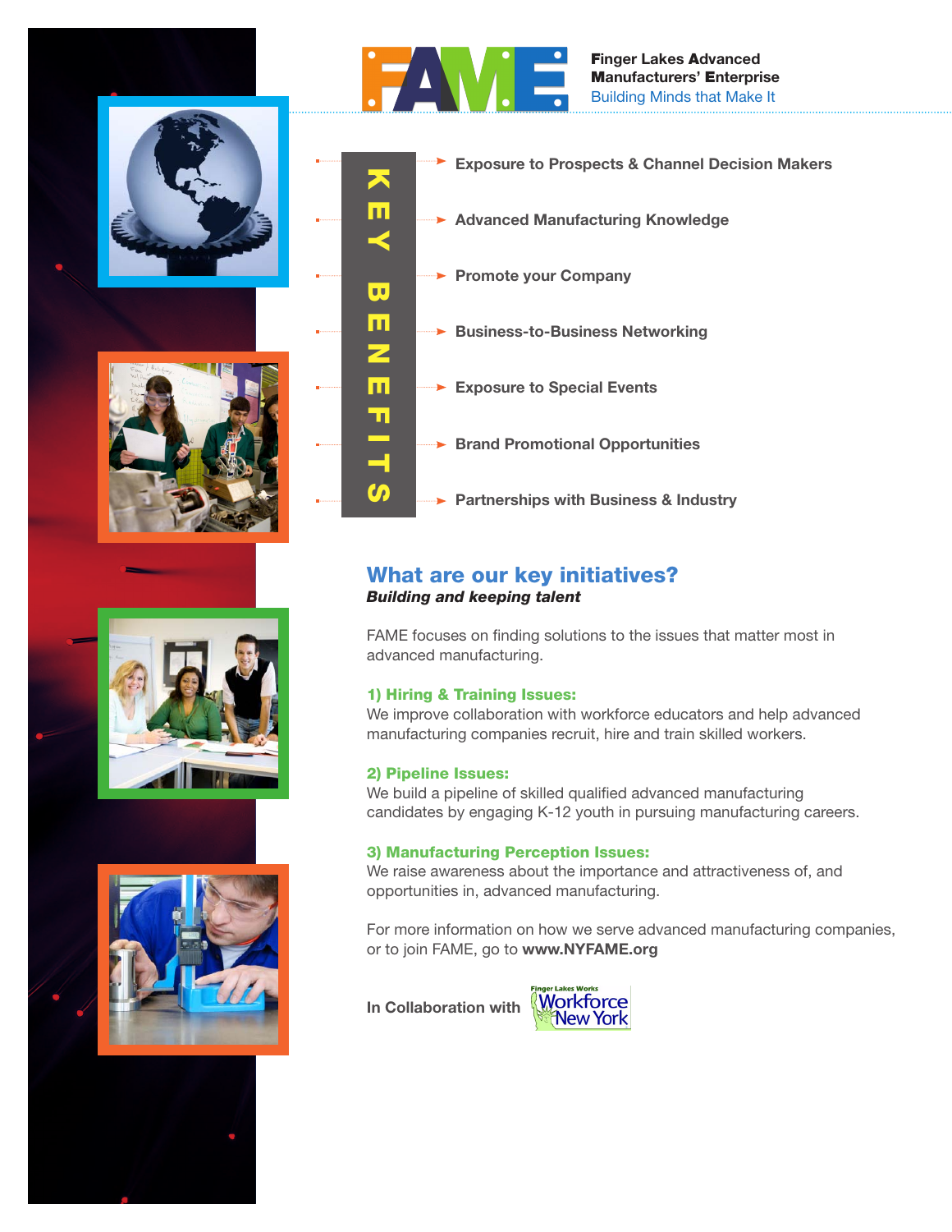FAME

**Finger Lakes Advanced Manufacturers' Enterprise**
Building Minds that Make It

## KEY BENEFITS

- Exposure to Prospects & Channel Decision Makers
- Advanced Manufacturing Knowledge
- Promote your Company
- Business-to-Business Networking
- Exposure to Special Events
- Brand Promotional Opportunities
- Partnerships with Business & Industry

## What are our key initiatives?

***Building and keeping talent***

FAME focuses on finding solutions to the issues that matter most in advanced manufacturing.

### 1) Hiring & Training Issues:

We improve collaboration with workforce educators and help advanced manufacturing companies recruit, hire and train skilled workers.

### 2) Pipeline Issues:

We build a pipeline of skilled qualified advanced manufacturing candidates by engaging K-12 youth in pursuing manufacturing careers.

### 3) Manufacturing Perception Issues:

We raise awareness about the importance and attractiveness of, and opportunities in, advanced manufacturing.

For more information on how we serve advanced manufacturing companies, or to join FAME, go to **www.NYFAME.org**

**In Collaboration with** Finger Lakes Works Workforce New York